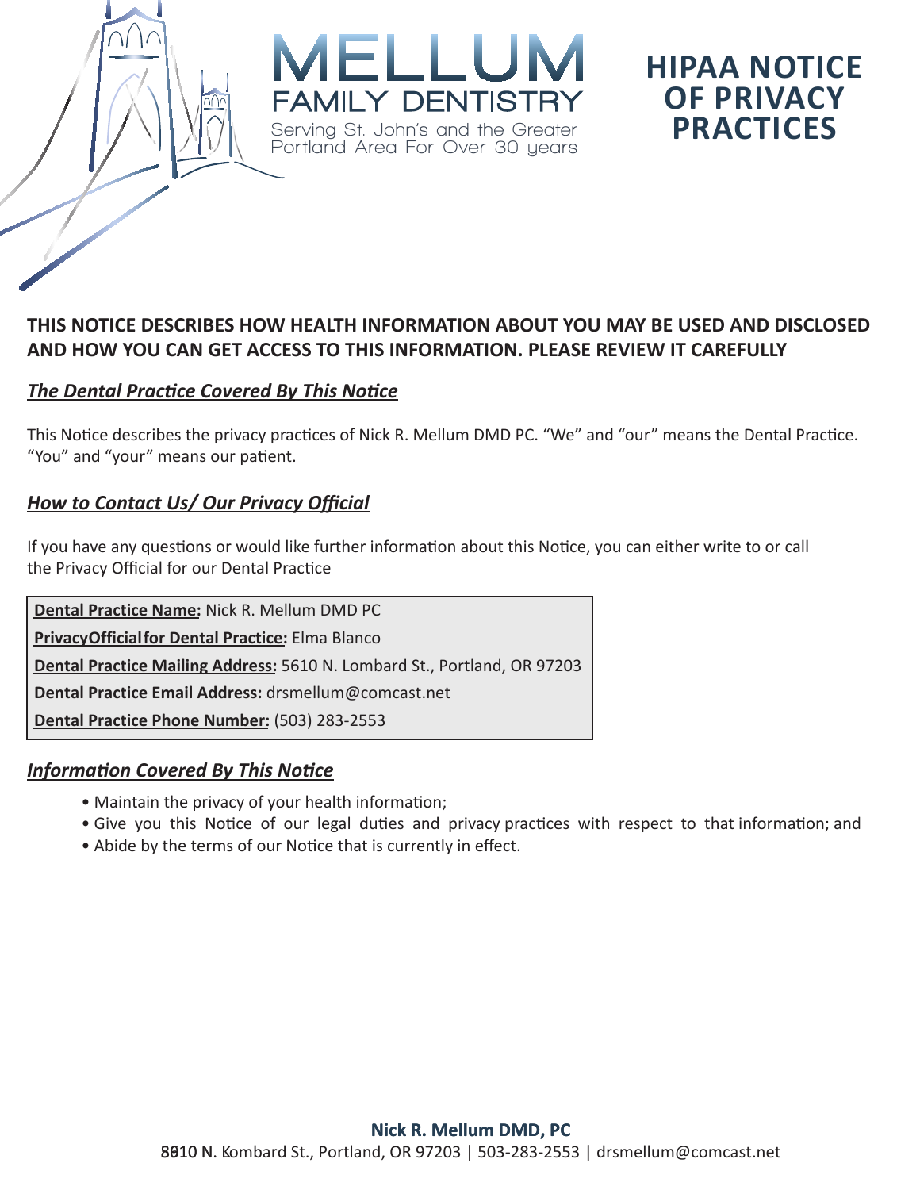# MELLUM FAMILY DENTISTRY

Serving St. John's and the Greater Portland Area For Over 30 years

# HIPAA NOTICE OF PRIVACY PRACTICES

**THIS NOTICE DESCRIBES HOW HEALTH INFORMATION ABOUT YOU MAY BE USED AND DISCLOSED AND HOW YOU CAN GET ACCESS TO THIS INFORMATION. PLEASE REVIEW IT CAREFULLY**

## ***The Dental Practice Covered By This Notice***

This Notice describes the privacy practices of Nick R. Mellum DMD PC. "We" and "our" means the Dental Practice. "You" and "your" means our patient.

## ***How to Contact Us/ Our Privacy Official***

If you have any questions or would like further information about this Notice, you can either write to or call the Privacy Official for our Dental Practice

**Dental Practice Name:** Nick R. Mellum DMD PC
**PrivacyOfficialfor Dental Practice:** Elma Blanco
**Dental Practice Mailing Address:** 5610 N. Lombard St., Portland, OR 97203
**Dental Practice Email Address:** drsmellum@comcast.net
**Dental Practice Phone Number:** (503) 283-2553

## ***Information Covered By This Notice***

- Maintain the privacy of your health information;
- Give you this Notice of our legal duties and privacy practices with respect to that information; and
- Abide by the terms of our Notice that is currently in effect.

**Nick R. Mellum DMD, PC**
8610 N. Lombard St., Portland, OR 97203 | 503-283-2553 | drsmellum@comcast.net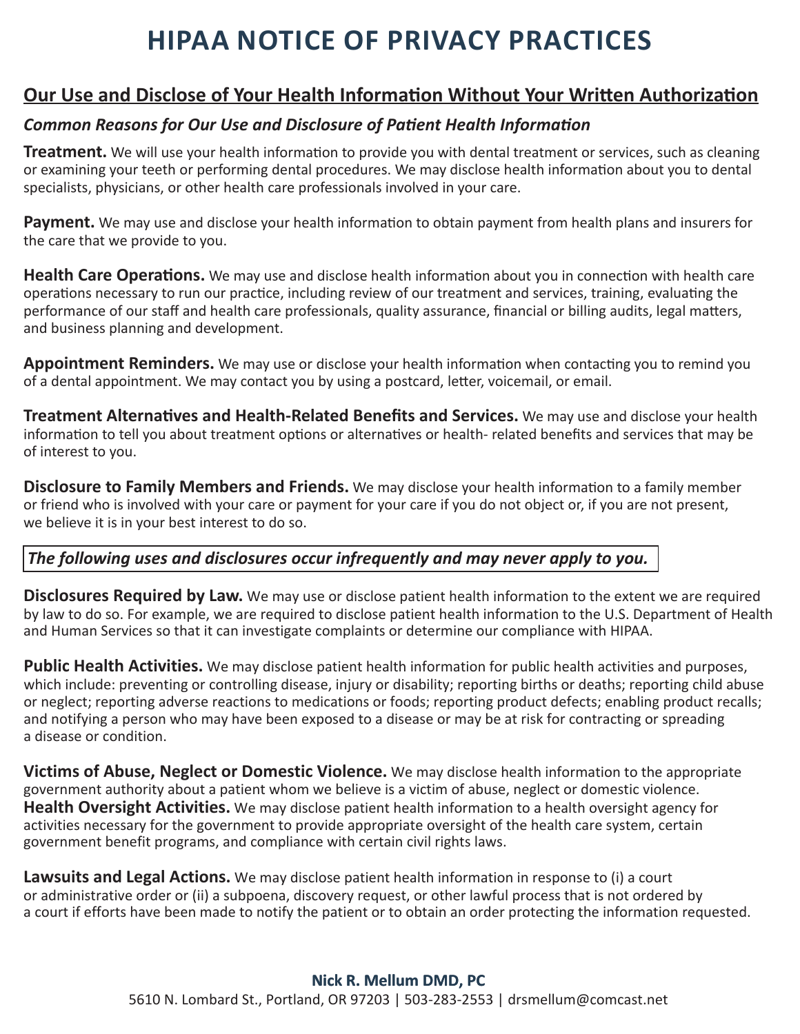# HIPAA NOTICE OF PRIVACY PRACTICES

## Our Use and Disclose of Your Health Information Without Your Written Authorization

### *Common Reasons for Our Use and Disclosure of Patient Health Information*

**Treatment.** We will use your health information to provide you with dental treatment or services, such as cleaning or examining your teeth or performing dental procedures. We may disclose health information about you to dental specialists, physicians, or other health care professionals involved in your care.

**Payment.** We may use and disclose your health information to obtain payment from health plans and insurers for the care that we provide to you.

**Health Care Operations.** We may use and disclose health information about you in connection with health care operations necessary to run our practice, including review of our treatment and services, training, evaluating the performance of our staff and health care professionals, quality assurance, financial or billing audits, legal matters, and business planning and development.

**Appointment Reminders.** We may use or disclose your health information when contacting you to remind you of a dental appointment. We may contact you by using a postcard, letter, voicemail, or email.

**Treatment Alternatives and Health-Related Benefits and Services.** We may use and disclose your health information to tell you about treatment options or alternatives or health- related benefits and services that may be of interest to you.

**Disclosure to Family Members and Friends.** We may disclose your health information to a family member or friend who is involved with your care or payment for your care if you do not object or, if you are not present, we believe it is in your best interest to do so.

***The following uses and disclosures occur infrequently and may never apply to you.***

**Disclosures Required by Law.** We may use or disclose patient health information to the extent we are required by law to do so. For example, we are required to disclose patient health information to the U.S. Department of Health and Human Services so that it can investigate complaints or determine our compliance with HIPAA.

**Public Health Activities.** We may disclose patient health information for public health activities and purposes, which include: preventing or controlling disease, injury or disability; reporting births or deaths; reporting child abuse or neglect; reporting adverse reactions to medications or foods; reporting product defects; enabling product recalls; and notifying a person who may have been exposed to a disease or may be at risk for contracting or spreading a disease or condition.

**Victims of Abuse, Neglect or Domestic Violence.** We may disclose health information to the appropriate government authority about a patient whom we believe is a victim of abuse, neglect or domestic violence.

**Health Oversight Activities.** We may disclose patient health information to a health oversight agency for activities necessary for the government to provide appropriate oversight of the health care system, certain government benefit programs, and compliance with certain civil rights laws.

**Lawsuits and Legal Actions.** We may disclose patient health information in response to (i) a court or administrative order or (ii) a subpoena, discovery request, or other lawful process that is not ordered by a court if efforts have been made to notify the patient or to obtain an order protecting the information requested.

**Nick R. Mellum DMD, PC**
5610 N. Lombard St., Portland, OR 97203 | 503-283-2553 | drsmellum@comcast.net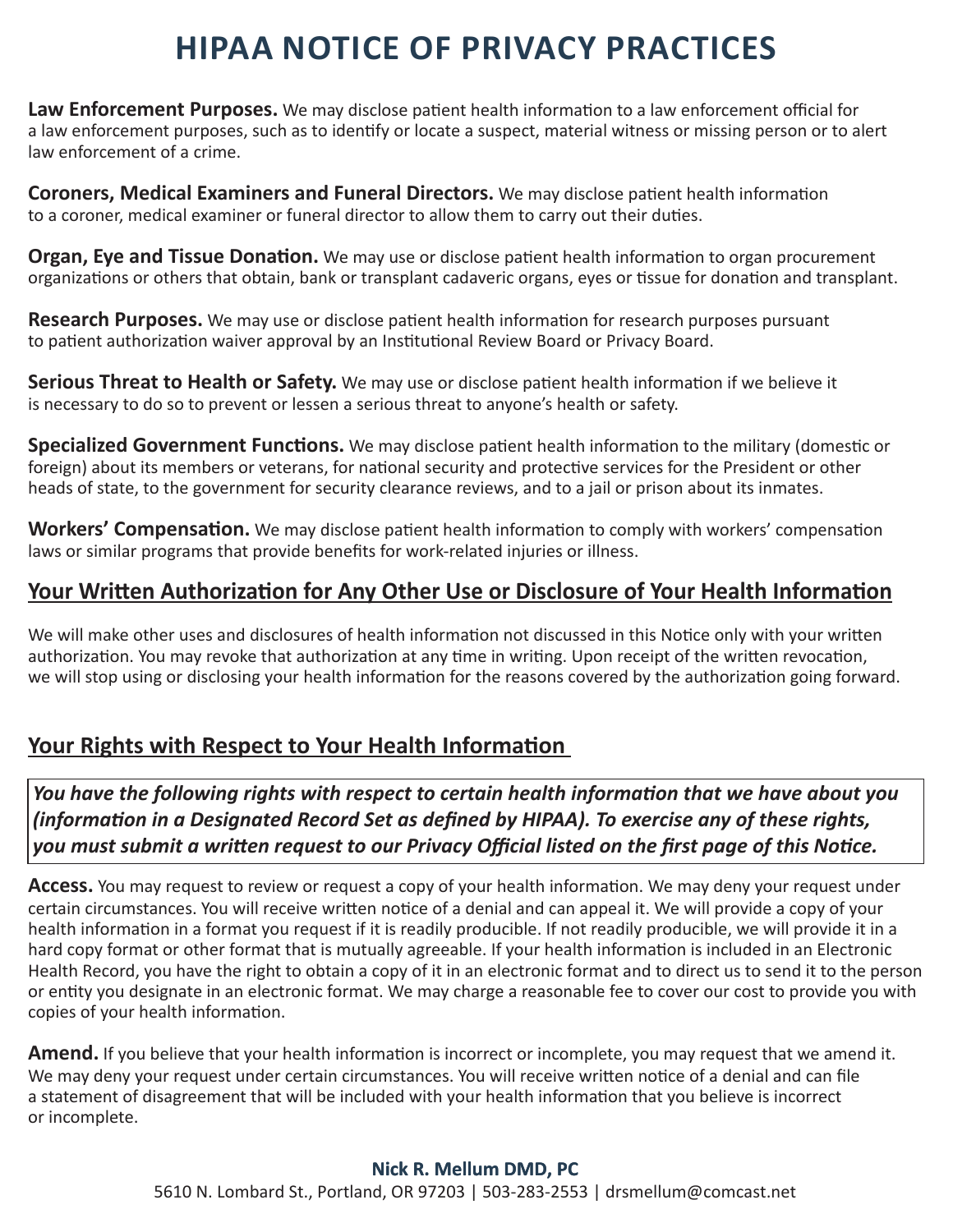# HIPAA NOTICE OF PRIVACY PRACTICES

**Law Enforcement Purposes.** We may disclose patient health information to a law enforcement official for a law enforcement purposes, such as to identify or locate a suspect, material witness or missing person or to alert law enforcement of a crime.

**Coroners, Medical Examiners and Funeral Directors.** We may disclose patient health information to a coroner, medical examiner or funeral director to allow them to carry out their duties.

**Organ, Eye and Tissue Donation.** We may use or disclose patient health information to organ procurement organizations or others that obtain, bank or transplant cadaveric organs, eyes or tissue for donation and transplant.

**Research Purposes.** We may use or disclose patient health information for research purposes pursuant to patient authorization waiver approval by an Institutional Review Board or Privacy Board.

**Serious Threat to Health or Safety.** We may use or disclose patient health information if we believe it is necessary to do so to prevent or lessen a serious threat to anyone's health or safety.

**Specialized Government Functions.** We may disclose patient health information to the military (domestic or foreign) about its members or veterans, for national security and protective services for the President or other heads of state, to the government for security clearance reviews, and to a jail or prison about its inmates.

**Workers' Compensation.** We may disclose patient health information to comply with workers' compensation laws or similar programs that provide benefits for work-related injuries or illness.

## Your Written Authorization for Any Other Use or Disclosure of Your Health Information

We will make other uses and disclosures of health information not discussed in this Notice only with your written authorization. You may revoke that authorization at any time in writing. Upon receipt of the written revocation, we will stop using or disclosing your health information for the reasons covered by the authorization going forward.

## Your Rights with Respect to Your Health Information

***You have the following rights with respect to certain health information that we have about you (information in a Designated Record Set as defined by HIPAA). To exercise any of these rights, you must submit a written request to our Privacy Official listed on the first page of this Notice.***

**Access.** You may request to review or request a copy of your health information. We may deny your request under certain circumstances. You will receive written notice of a denial and can appeal it. We will provide a copy of your health information in a format you request if it is readily producible. If not readily producible, we will provide it in a hard copy format or other format that is mutually agreeable. If your health information is included in an Electronic Health Record, you have the right to obtain a copy of it in an electronic format and to direct us to send it to the person or entity you designate in an electronic format. We may charge a reasonable fee to cover our cost to provide you with copies of your health information.

**Amend.** If you believe that your health information is incorrect or incomplete, you may request that we amend it. We may deny your request under certain circumstances. You will receive written notice of a denial and can file a statement of disagreement that will be included with your health information that you believe is incorrect or incomplete.

**Nick R. Mellum DMD, PC**
5610 N. Lombard St., Portland, OR 97203 | 503-283-2553 | drsmellum@comcast.net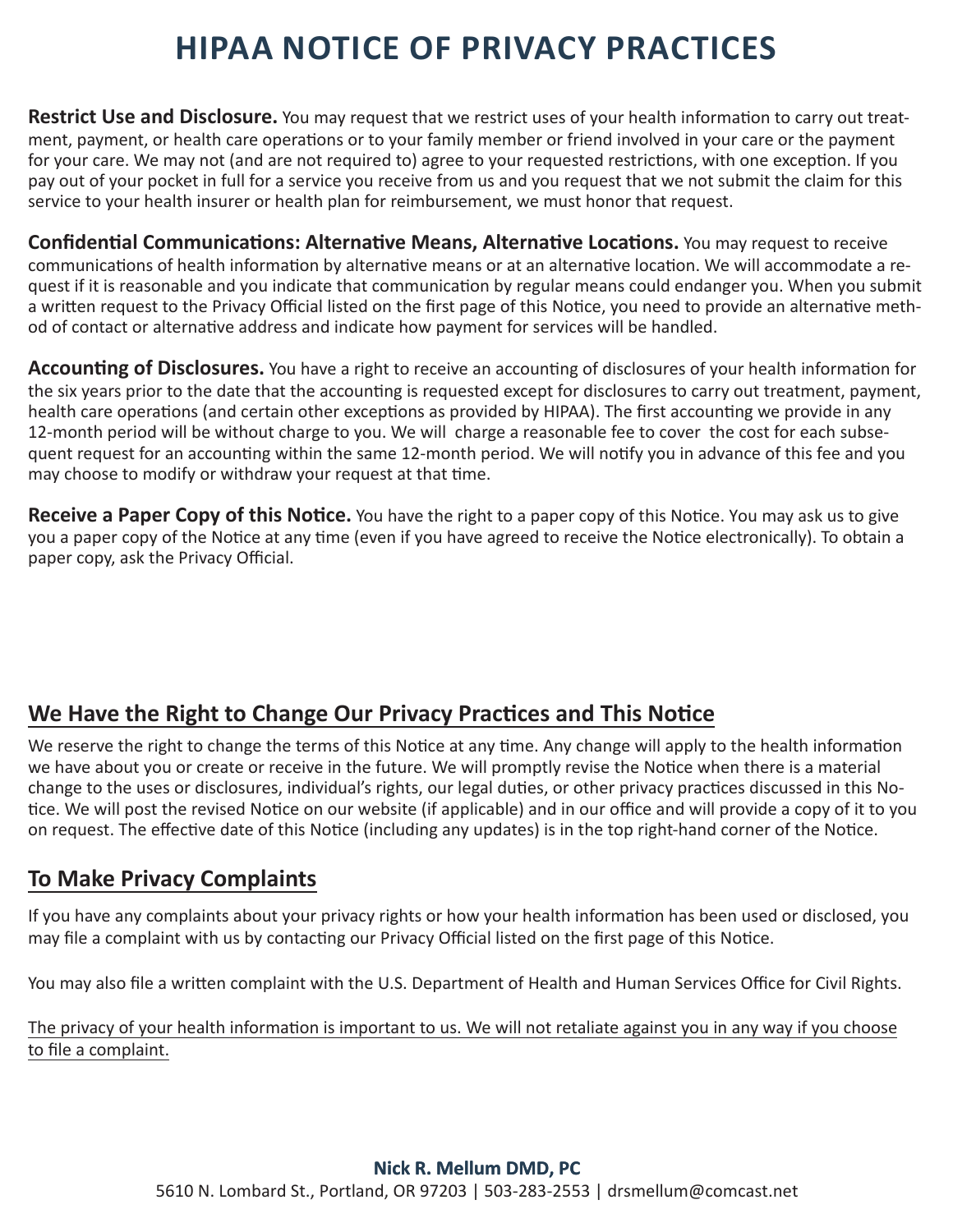# HIPAA NOTICE OF PRIVACY PRACTICES

**Restrict Use and Disclosure.** You may request that we restrict uses of your health information to carry out treatment, payment, or health care operations or to your family member or friend involved in your care or the payment for your care. We may not (and are not required to) agree to your requested restrictions, with one exception. If you pay out of your pocket in full for a service you receive from us and you request that we not submit the claim for this service to your health insurer or health plan for reimbursement, we must honor that request.

**Confidential Communications: Alternative Means, Alternative Locations.** You may request to receive communications of health information by alternative means or at an alternative location. We will accommodate a request if it is reasonable and you indicate that communication by regular means could endanger you. When you submit a written request to the Privacy Official listed on the first page of this Notice, you need to provide an alternative method of contact or alternative address and indicate how payment for services will be handled.

**Accounting of Disclosures.** You have a right to receive an accounting of disclosures of your health information for the six years prior to the date that the accounting is requested except for disclosures to carry out treatment, payment, health care operations (and certain other exceptions as provided by HIPAA). The first accounting we provide in any 12-month period will be without charge to you. We will charge a reasonable fee to cover the cost for each subsequent request for an accounting within the same 12-month period. We will notify you in advance of this fee and you may choose to modify or withdraw your request at that time.

**Receive a Paper Copy of this Notice.** You have the right to a paper copy of this Notice. You may ask us to give you a paper copy of the Notice at any time (even if you have agreed to receive the Notice electronically). To obtain a paper copy, ask the Privacy Official.

## We Have the Right to Change Our Privacy Practices and This Notice

We reserve the right to change the terms of this Notice at any time. Any change will apply to the health information we have about you or create or receive in the future. We will promptly revise the Notice when there is a material change to the uses or disclosures, individual's rights, our legal duties, or other privacy practices discussed in this Notice. We will post the revised Notice on our website (if applicable) and in our office and will provide a copy of it to you on request. The effective date of this Notice (including any updates) is in the top right-hand corner of the Notice.

## To Make Privacy Complaints

If you have any complaints about your privacy rights or how your health information has been used or disclosed, you may file a complaint with us by contacting our Privacy Official listed on the first page of this Notice.

You may also file a written complaint with the U.S. Department of Health and Human Services Office for Civil Rights.

The privacy of your health information is important to us. We will not retaliate against you in any way if you choose to file a complaint.

**Nick R. Mellum DMD, PC**
5610 N. Lombard St., Portland, OR 97203 | 503-283-2553 | drsmellum@comcast.net